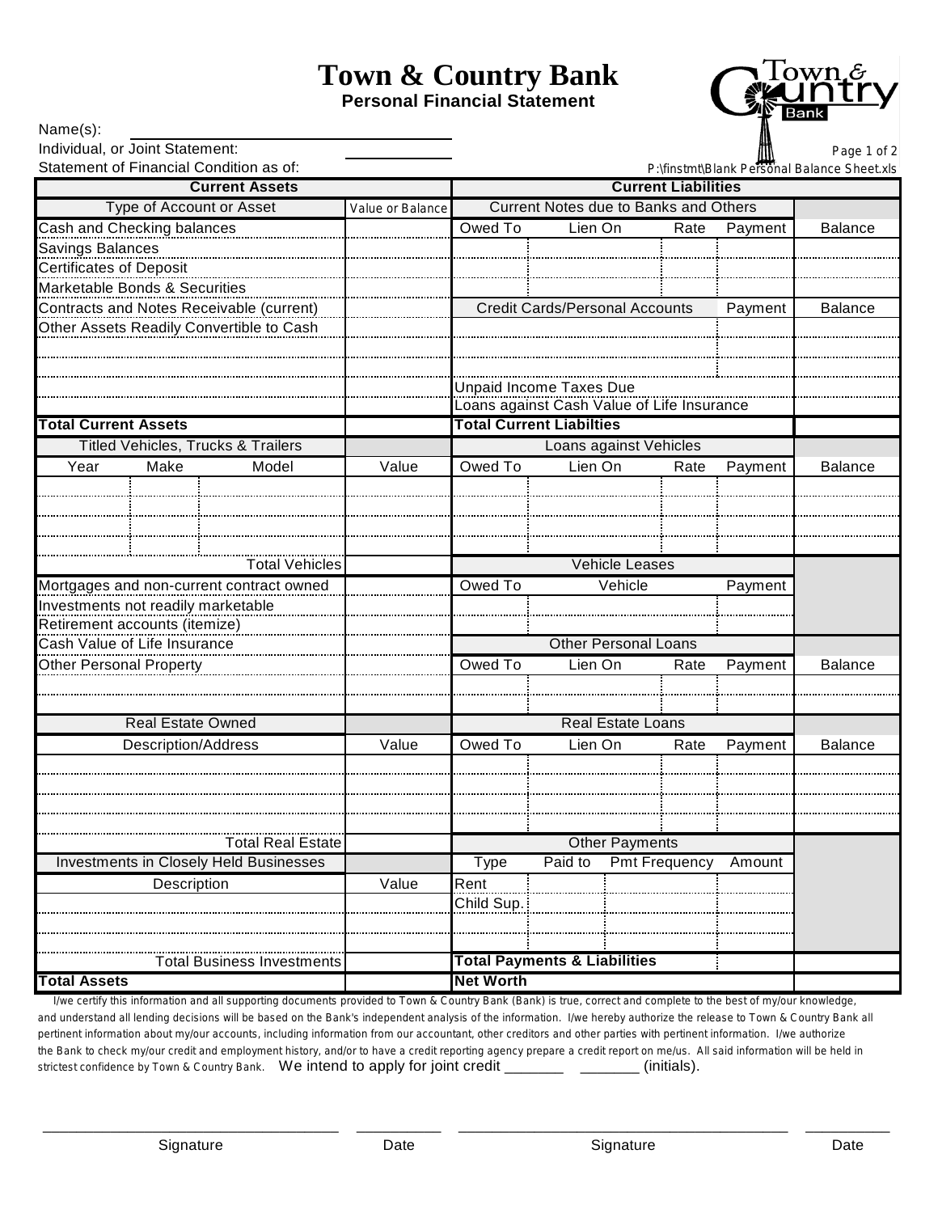# Town & Country Bank

## Personal Financial Statement

Name(s): ____________________

Individual, or Joint Statement: __________

Statement of Financial Condition as of: __________

P:\finstmt\Blank Personal Balance Sheet.xls

| **Current Assets** | | | | **Current Liabilities** | | | | |
|---|---|---|---|---|---|---|---|---|
| Type of Account or Asset | | | Value or Balance | Current Notes due to Banks and Others | | | | |
| Cash and Checking balances | | | | Owed To | Lien On | Rate | Payment | Balance |
| Savings Balances | | | | | | | | |
| Certificates of Deposit | | | | | | | | |
| Marketable Bonds & Securities | | | | | | | | |
| Contracts and Notes Receivable (current) | | | | Credit Cards/Personal Accounts | | | Payment | Balance |
| Other Assets Readily Convertible to Cash | | | | | | | | |
| | | | | | | | | |
| | | | | | | | | |
| | | | | Unpaid Income Taxes Due | | | | |
| | | | | Loans against Cash Value of Life Insurance | | | | |
| **Total Current Assets** | | | | **Total Current Liabilties** | | | | |
| Titled Vehicles, Trucks & Trailers | | | | Loans against Vehicles | | | | |
| Year | Make | Model | Value | Owed To | Lien On | Rate | Payment | Balance |
| | | | | | | | | |
| | | | | | | | | |
| | | | | | | | | |
| | | | | | | | | |
| | | Total Vehicles | | Vehicle Leases | | | | |
| Mortgages and non-current contract owned | | | | Owed To | Vehicle | | Payment | |
| Investments not readily marketable | | | | | | | | |
| Retirement accounts (itemize) | | | | | | | | |
| Cash Value of Life Insurance | | | | Other Personal Loans | | | | |
| Other Personal Property | | | | Owed To | Lien On | Rate | Payment | Balance |
| | | | | | | | | |
| | | | | | | | | |
| Real Estate Owned | | | | Real Estate Loans | | | | |
| Description/Address | | | Value | Owed To | Lien On | Rate | Payment | Balance |
| | | | | | | | | |
| | | | | | | | | |
| | | | | | | | | |
| | | | | | | | | |
| | | Total Real Estate | | Other Payments | | | | |
| Investments in Closely Held Businesses | | | | Type | Paid to | Pmt Frequency | Amount | |
| Description | | | Value | Rent | | | | |
| | | | | Child Sup. | | | | |
| | | | | | | | | |
| | | | | | | | | |
| | | Total Business Investments | | **Total Payments & Liabilities** | | | | |
| **Total Assets** | | | | **Net Worth** | | | | |

I/we certify this information and all supporting documents provided to Town & Country Bank (Bank) is true, correct and complete to the best of my/our knowledge, and understand all lending decisions will be based on the Bank's independent analysis of the information. I/we hereby authorize the release to Town & Country Bank all pertinent information about my/our accounts, including information from our accountant, other creditors and other parties with pertinent information. I/we authorize the Bank to check my/our credit and employment history, and/or to have a credit reporting agency prepare a credit report on me/us. All said information will be held in strictest confidence by Town & Country Bank. We intend to apply for joint credit _______ _______ (initials).

| ____________________ | __________ | ____________________ | __________ |
|---|---|---|---|
| Signature | Date | Signature | Date |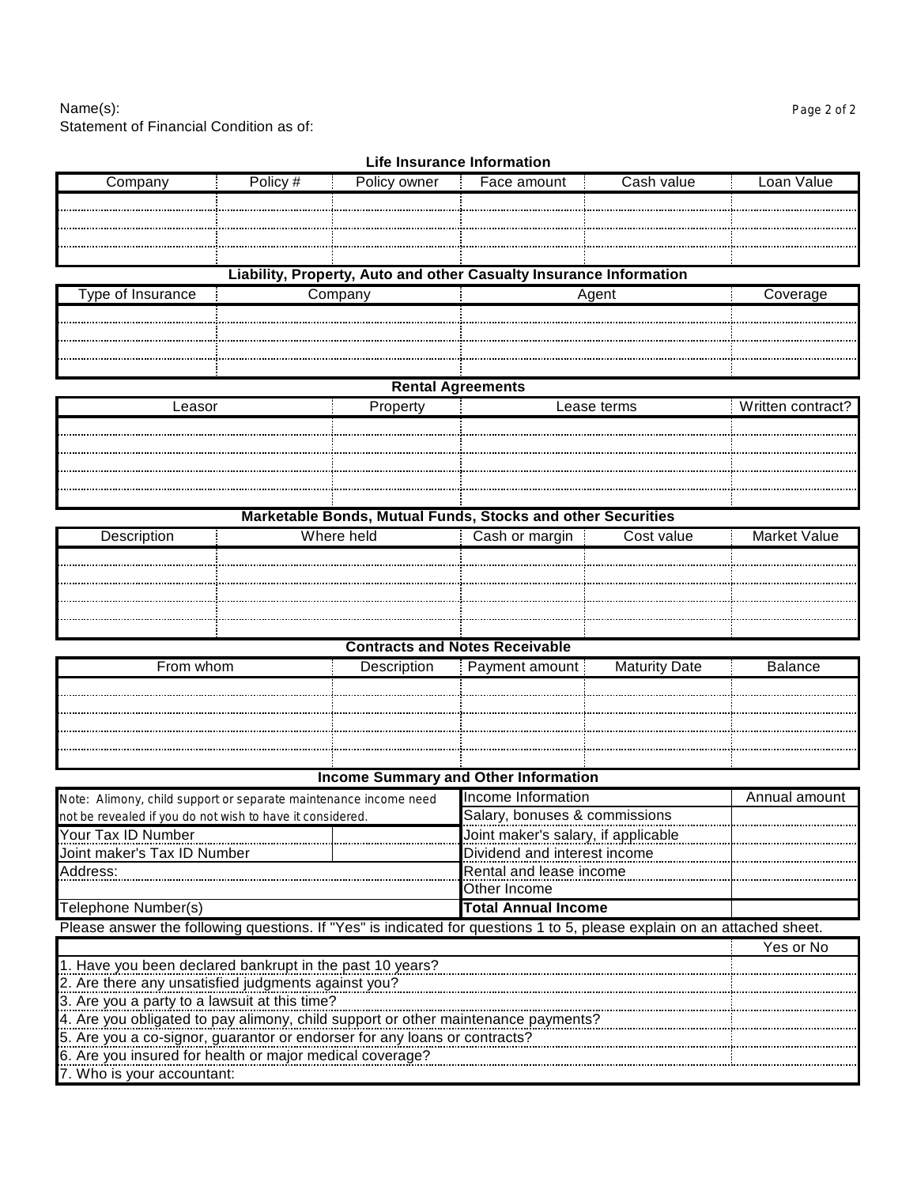Name(s):

Statement of Financial Condition as of:

**Life Insurance Information**

| Company | Policy # | Policy owner | Face amount | Cash value | Loan Value |
|---|---|---|---|---|---|
| | | | | | |
| | | | | | |
| | | | | | |
| | | | | | |

**Liability, Property, Auto and other Casualty Insurance Information**

| Type of Insurance | Company | Agent | Coverage |
|---|---|---|---|
| | | | |
| | | | |
| | | | |
| | | | |

**Rental Agreements**

| Leasor | Property | Lease terms | Written contract? |
|---|---|---|---|
| | | | |
| | | | |
| | | | |
| | | | |

**Marketable Bonds, Mutual Funds, Stocks and other Securities**

| Description | Where held | Cash or margin | Cost value | Market Value |
|---|---|---|---|---|
| | | | | |
| | | | | |
| | | | | |
| | | | | |

**Contracts and Notes Receivable**

| From whom | Description | Payment amount | Maturity Date | Balance |
|---|---|---|---|---|
| | | | | |
| | | | | |
| | | | | |
| | | | | |

**Income Summary and Other Information**

| | | | |
|---|---|---|---|
| Note: Alimony, child support or separate maintenance income need not be revealed if you do not wish to have it considered. | | Income Information | Annual amount |
| | | Salary, bonuses & commissions | |
| Your Tax ID Number | | Joint maker's salary, if applicable | |
| Joint maker's Tax ID Number | | Dividend and interest income | |
| Address: | | Rental and lease income | |
| | | Other Income | |
| Telephone Number(s) | | **Total Annual Income** | |

Please answer the following questions. If "Yes" is indicated for questions 1 to 5, please explain on an attached sheet.

| | Yes or No |
|---|---|
| 1. Have you been declared bankrupt in the past 10 years? | |
| 2. Are there any unsatisfied judgments against you? | |
| 3. Are you a party to a lawsuit at this time? | |
| 4. Are you obligated to pay alimony, child support or other maintenance payments? | |
| 5. Are you a co-signor, guarantor or endorser for any loans or contracts? | |
| 6. Are you insured for health or major medical coverage? | |
| 7. Who is your accountant: | |